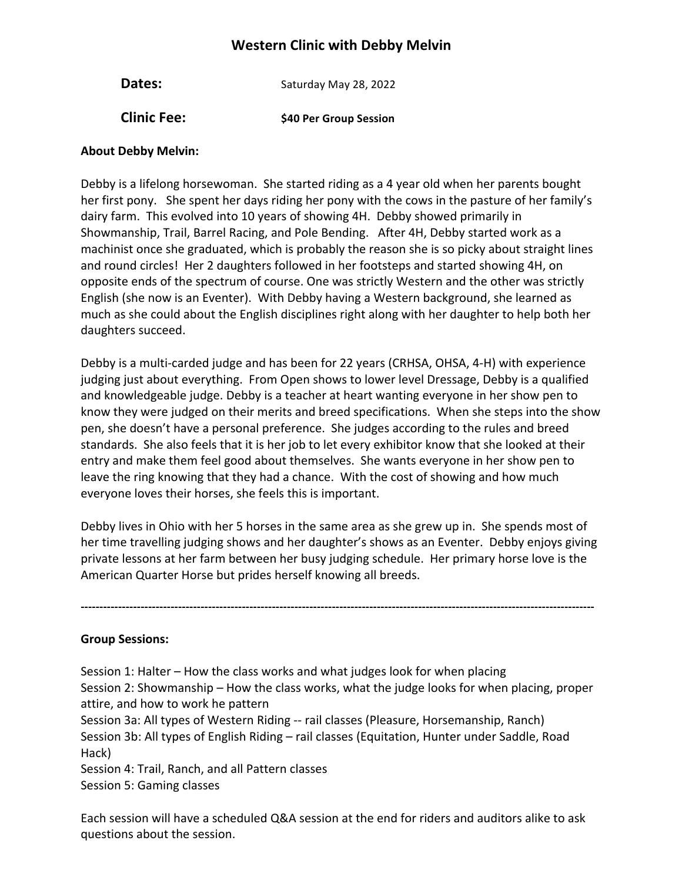# Western Clinic with Debby Melvin

**Dates:** Saturday May 28, 2022

**Clinic Fee:** **$40 Per Group Session**

**About Debby Melvin:**

Debby is a lifelong horsewoman. She started riding as a 4 year old when her parents bought her first pony. She spent her days riding her pony with the cows in the pasture of her family's dairy farm. This evolved into 10 years of showing 4H. Debby showed primarily in Showmanship, Trail, Barrel Racing, and Pole Bending. After 4H, Debby started work as a machinist once she graduated, which is probably the reason she is so picky about straight lines and round circles! Her 2 daughters followed in her footsteps and started showing 4H, on opposite ends of the spectrum of course. One was strictly Western and the other was strictly English (she now is an Eventer). With Debby having a Western background, she learned as much as she could about the English disciplines right along with her daughter to help both her daughters succeed.

Debby is a multi-carded judge and has been for 22 years (CRHSA, OHSA, 4-H) with experience judging just about everything. From Open shows to lower level Dressage, Debby is a qualified and knowledgeable judge. Debby is a teacher at heart wanting everyone in her show pen to know they were judged on their merits and breed specifications. When she steps into the show pen, she doesn't have a personal preference. She judges according to the rules and breed standards. She also feels that it is her job to let every exhibitor know that she looked at their entry and make them feel good about themselves. She wants everyone in her show pen to leave the ring knowing that they had a chance. With the cost of showing and how much everyone loves their horses, she feels this is important.

Debby lives in Ohio with her 5 horses in the same area as she grew up in. She spends most of her time travelling judging shows and her daughter's shows as an Eventer. Debby enjoys giving private lessons at her farm between her busy judging schedule. Her primary horse love is the American Quarter Horse but prides herself knowing all breeds.

---

**Group Sessions:**

Session 1: Halter – How the class works and what judges look for when placing
Session 2: Showmanship – How the class works, what the judge looks for when placing, proper attire, and how to work he pattern
Session 3a: All types of Western Riding -- rail classes (Pleasure, Horsemanship, Ranch)
Session 3b: All types of English Riding – rail classes (Equitation, Hunter under Saddle, Road Hack)
Session 4: Trail, Ranch, and all Pattern classes
Session 5: Gaming classes

Each session will have a scheduled Q&A session at the end for riders and auditors alike to ask questions about the session.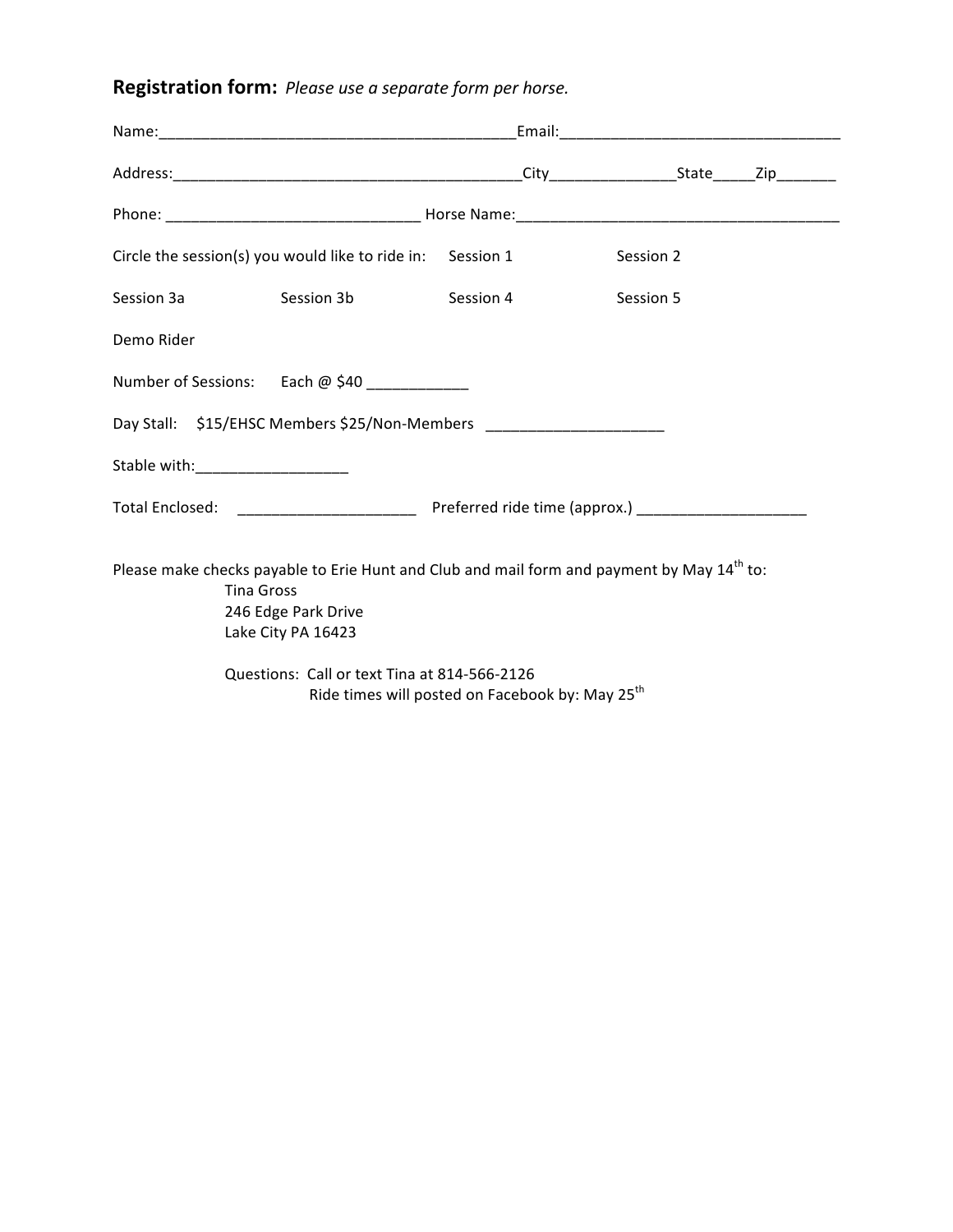**Registration form:** *Please use a separate form per horse.*

Name:\_\_\_\_\_\_\_\_\_\_\_\_\_\_\_\_\_\_\_\_\_\_\_\_\_\_\_\_\_\_\_\_\_\_\_\_\_\_\_\_\_\_Email:\_\_\_\_\_\_\_\_\_\_\_\_\_\_\_\_\_\_\_\_\_\_\_\_\_\_\_\_\_\_\_\_\_

Address:\_\_\_\_\_\_\_\_\_\_\_\_\_\_\_\_\_\_\_\_\_\_\_\_\_\_\_\_\_\_\_\_\_\_\_\_\_\_\_\_\_City\_\_\_\_\_\_\_\_\_\_\_\_\_\_\_State\_\_\_\_\_Zip\_\_\_\_\_\_\_

Phone: \_\_\_\_\_\_\_\_\_\_\_\_\_\_\_\_\_\_\_\_\_\_\_\_\_\_\_\_\_\_ Horse Name:\_\_\_\_\_\_\_\_\_\_\_\_\_\_\_\_\_\_\_\_\_\_\_\_\_\_\_\_\_\_\_\_\_\_\_\_\_\_\_

Circle the session(s) you would like to ride in: Session 1 Session 2

Session 3a Session 3b Session 4 Session 5

Demo Rider

Number of Sessions: Each @ $40 \_\_\_\_\_\_\_\_\_\_\_\_

Day Stall: $15/EHSC Members $25/Non-Members \_\_\_\_\_\_\_\_\_\_\_\_\_\_\_\_\_\_\_\_\_

Stable with:\_\_\_\_\_\_\_\_\_\_\_\_\_\_\_\_\_\_

Total Enclosed: \_\_\_\_\_\_\_\_\_\_\_\_\_\_\_\_\_\_\_\_\_ Preferred ride time (approx.) \_\_\_\_\_\_\_\_\_\_\_\_\_\_\_\_\_\_\_\_

Please make checks payable to Erie Hunt and Club and mail form and payment by May 14th to:

Tina Gross
246 Edge Park Drive
Lake City PA 16423

Questions: Call or text Tina at 814-566-2126
Ride times will posted on Facebook by: May 25th